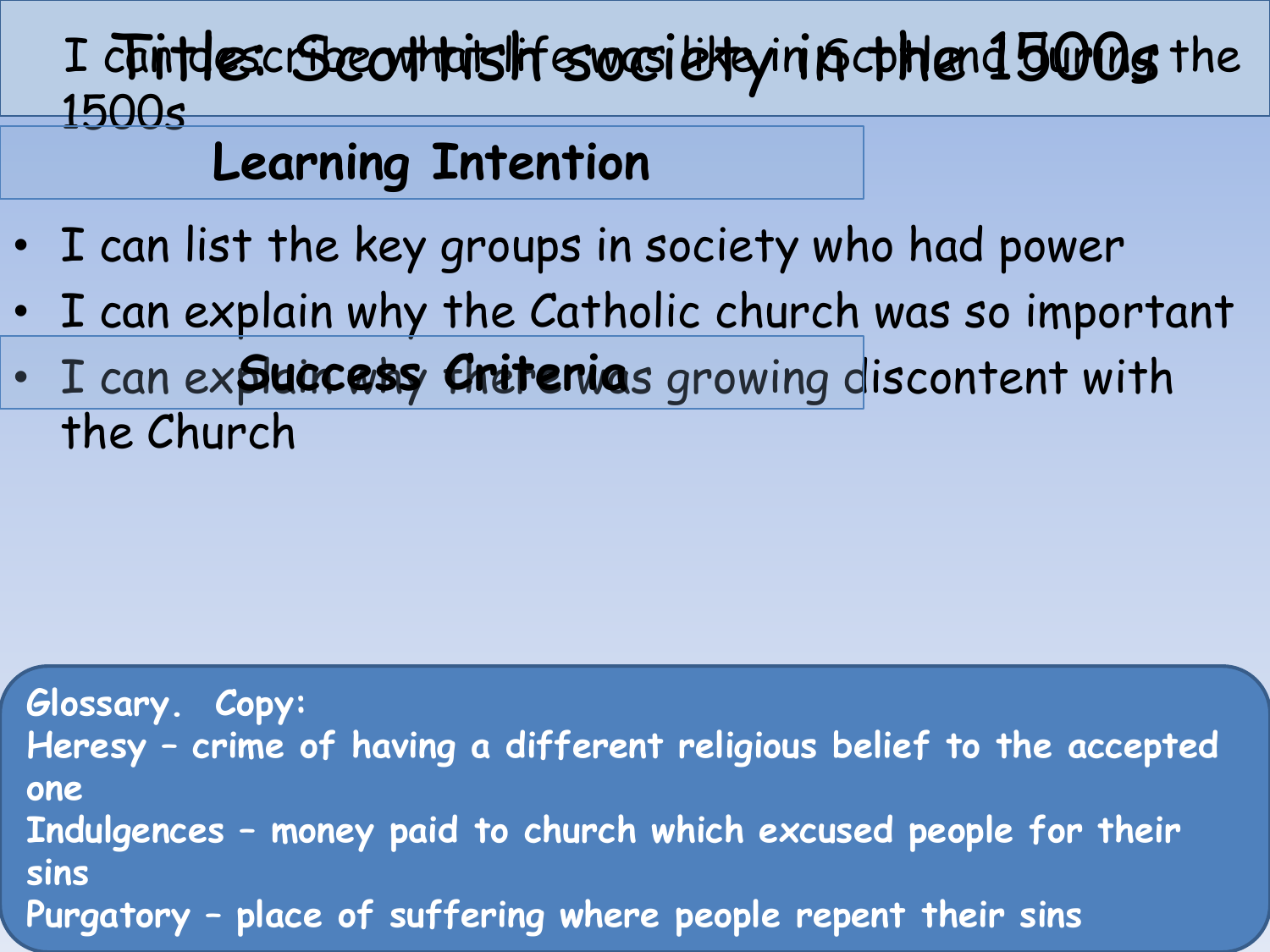# Title: Scottish society in the 1500s

I can describe what life was like in Scotland during the 1500s

## Learning Intention

- I can list the key groups in society who had power
- I can explain why the Catholic church was so important
- I can explain why there was growing discontent with the Church

## Success Criteria

**Glossary. Copy:**

**Heresy – crime of having a different religious belief to the accepted one**

**Indulgences – money paid to church which excused people for their sins**

**Purgatory – place of suffering where people repent their sins**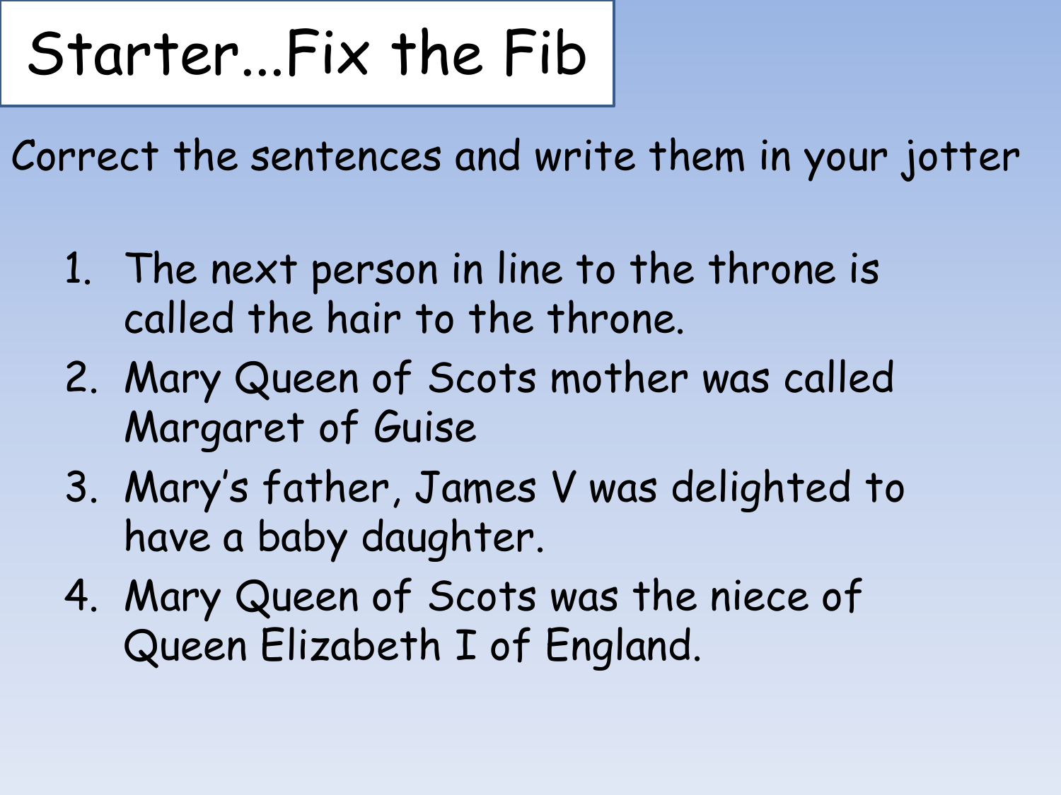# Starter...Fix the Fib

Correct the sentences and write them in your jotter

1. The next person in line to the throne is called the hair to the throne.
2. Mary Queen of Scots mother was called Margaret of Guise
3. Mary's father, James V was delighted to have a baby daughter.
4. Mary Queen of Scots was the niece of Queen Elizabeth I of England.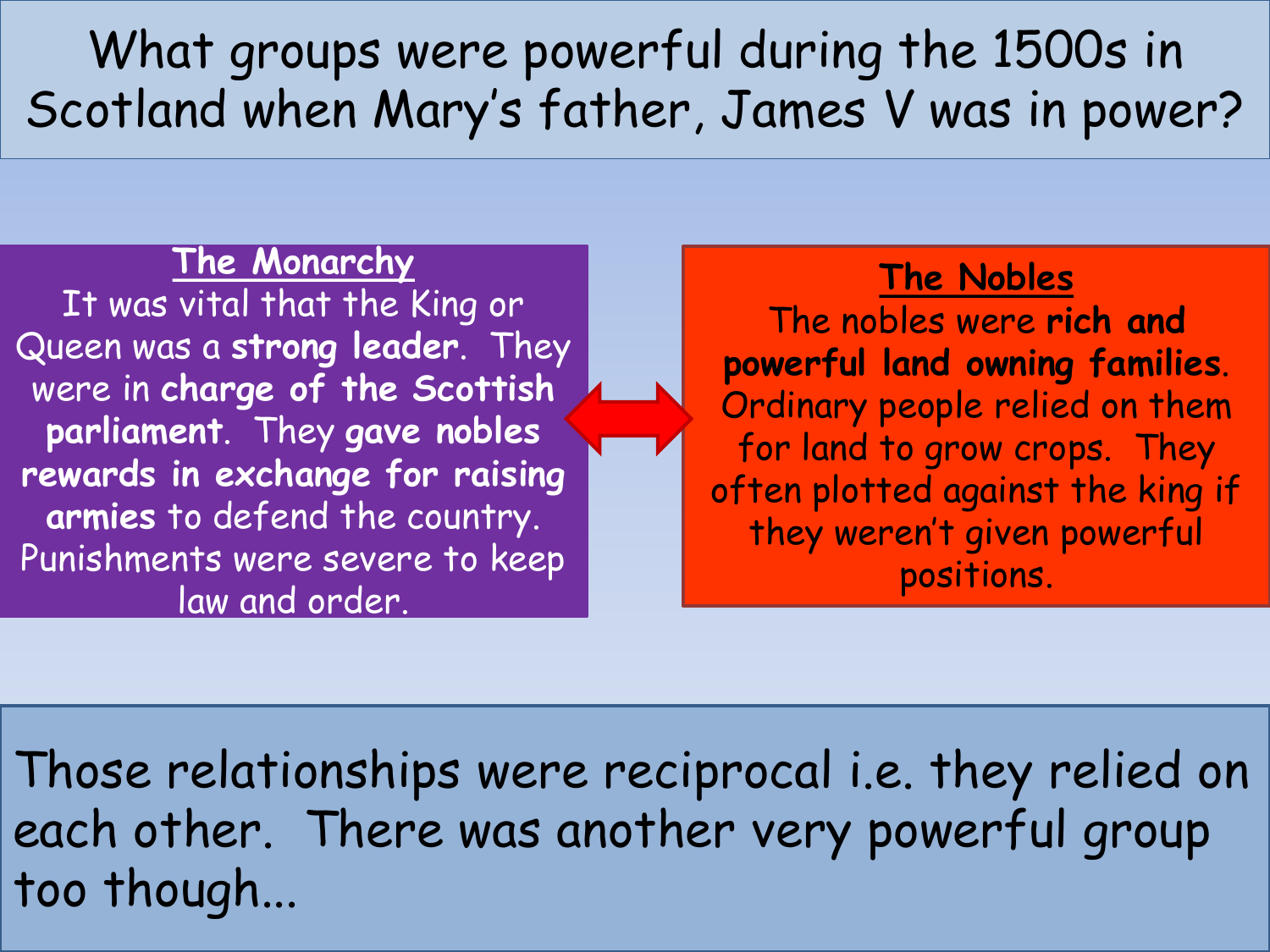# What groups were powerful during the 1500s in Scotland when Mary's father, James V was in power?

## The Monarchy

It was vital that the King or Queen was a **strong leader**. They were in **charge of the Scottish parliament**. They **gave nobles rewards in exchange for raising armies** to defend the country. Punishments were severe to keep law and order.

## The Nobles

The nobles were **rich and powerful land owning families**. Ordinary people relied on them for land to grow crops. They often plotted against the king if they weren't given powerful positions.

Those relationships were reciprocal i.e. they relied on each other. There was another very powerful group too though...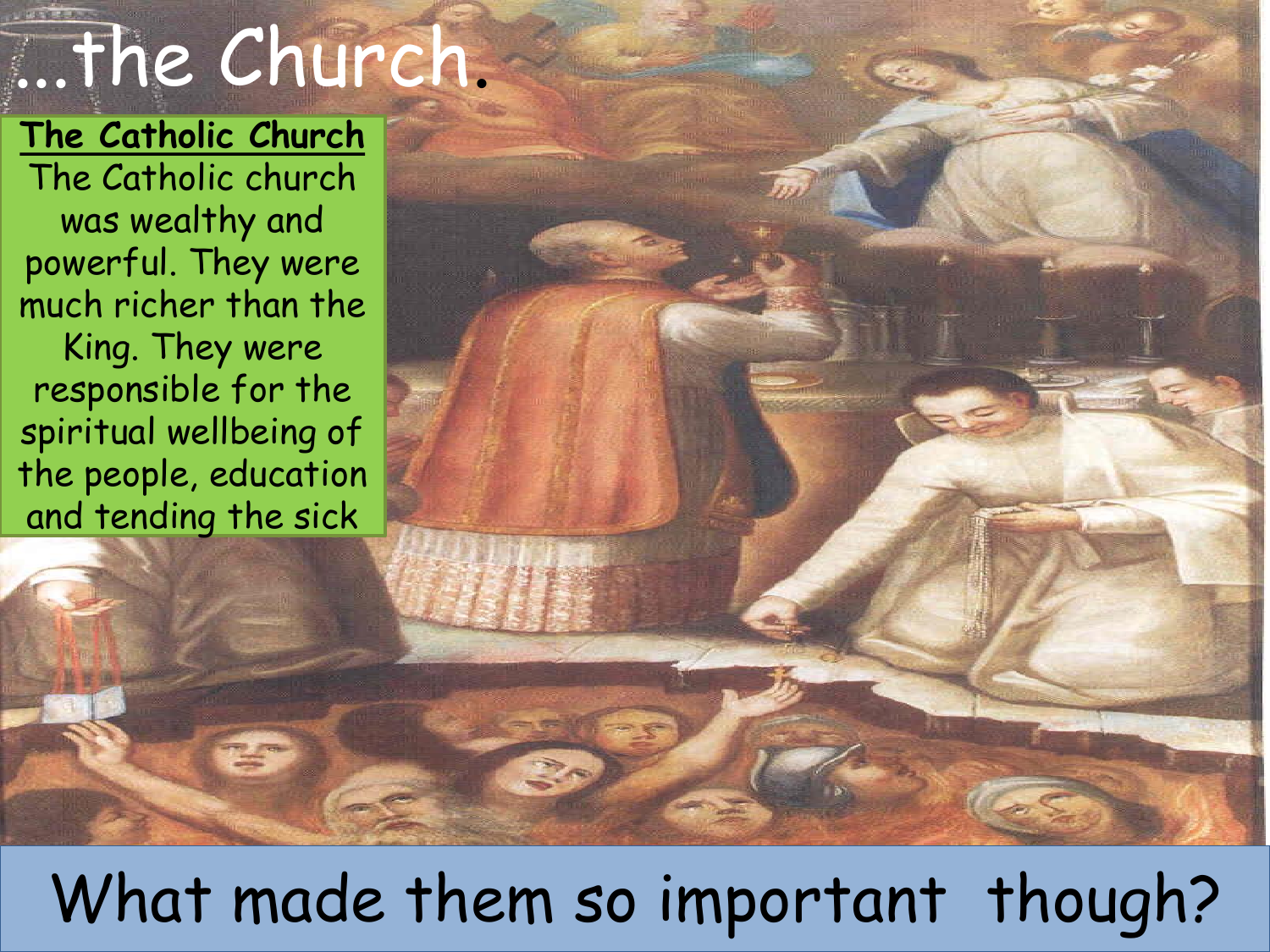# ...the Church.

**The Catholic Church**

The Catholic church was wealthy and powerful. They were much richer than the King. They were responsible for the spiritual wellbeing of the people, education and tending the sick

What made them so important though?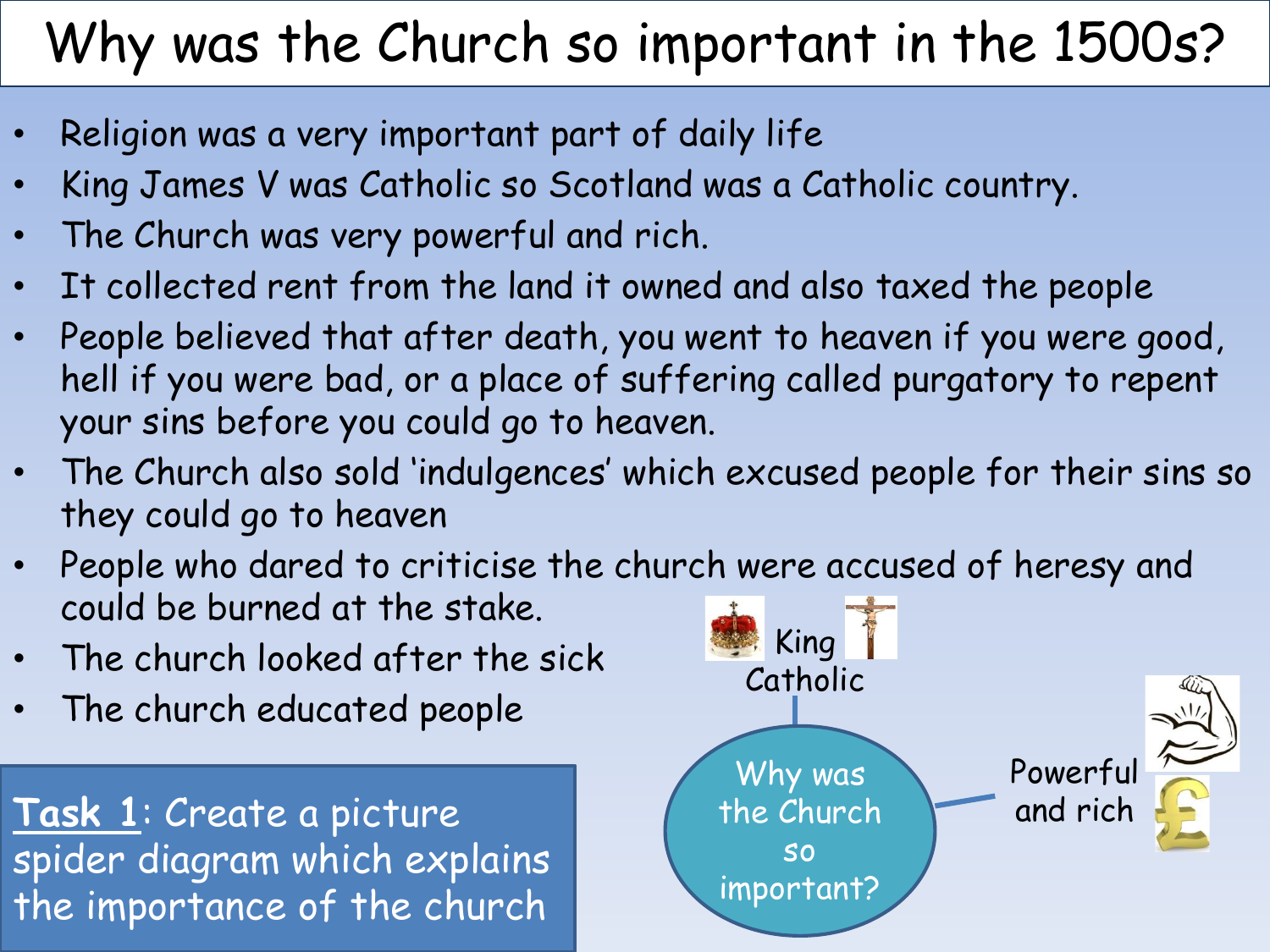# Why was the Church so important in the 1500s?

- Religion was a very important part of daily life
- King James V was Catholic so Scotland was a Catholic country.
- The Church was very powerful and rich.
- It collected rent from the land it owned and also taxed the people
- People believed that after death, you went to heaven if you were good, hell if you were bad, or a place of suffering called purgatory to repent your sins before you could go to heaven.
- The Church also sold 'indulgences' which excused people for their sins so they could go to heaven
- People who dared to criticise the church were accused of heresy and could be burned at the stake.
- The church looked after the sick
- The church educated people

**Task 1**: Create a picture spider diagram which explains the importance of the church

Why was the Church so important?

King Catholic

Powerful and rich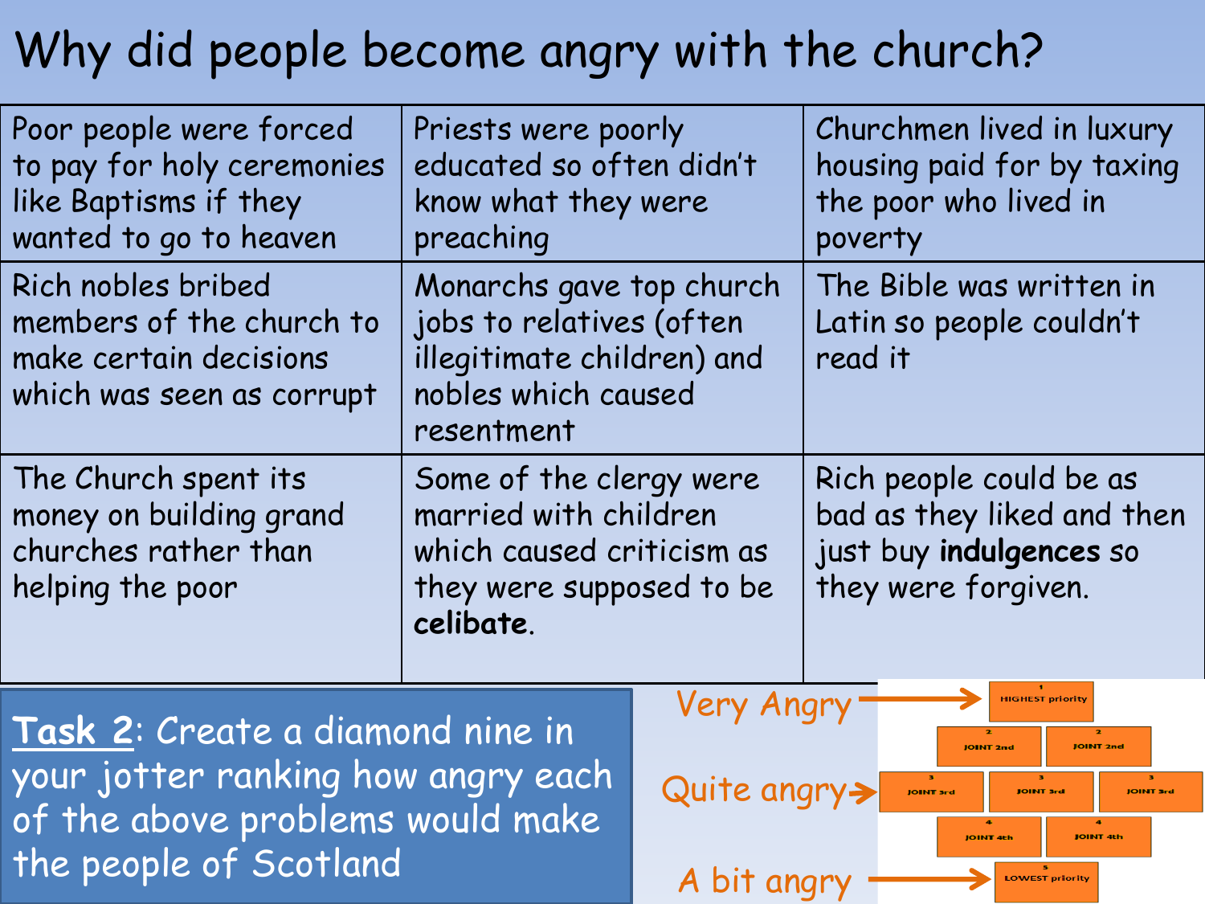# Why did people become angry with the church?

| | | |
|---|---|---|
| Poor people were forced to pay for holy ceremonies like Baptisms if they wanted to go to heaven | Priests were poorly educated so often didn't know what they were preaching | Churchmen lived in luxury housing paid for by taxing the poor who lived in poverty |
| Rich nobles bribed members of the church to make certain decisions which was seen as corrupt | Monarchs gave top church jobs to relatives (often illegitimate children) and nobles which caused resentment | The Bible was written in Latin so people couldn't read it |
| The Church spent its money on building grand churches rather than helping the poor | Some of the clergy were married with children which caused criticism as they were supposed to be **celibate**. | Rich people could be as bad as they liked and then just buy **indulgences** so they were forgiven. |

**Task 2**: Create a diamond nine in your jotter ranking how angry each of the above problems would make the people of Scotland

Very Angry

Quite angry

A bit angry

1 HIGHEST priority

2 JOINT 2nd

2 JOINT 2nd

3 JOINT 3rd

3 JOINT 3rd

3 JOINT 3rd

4 JOINT 4th

4 JOINT 4th

5 LOWEST priority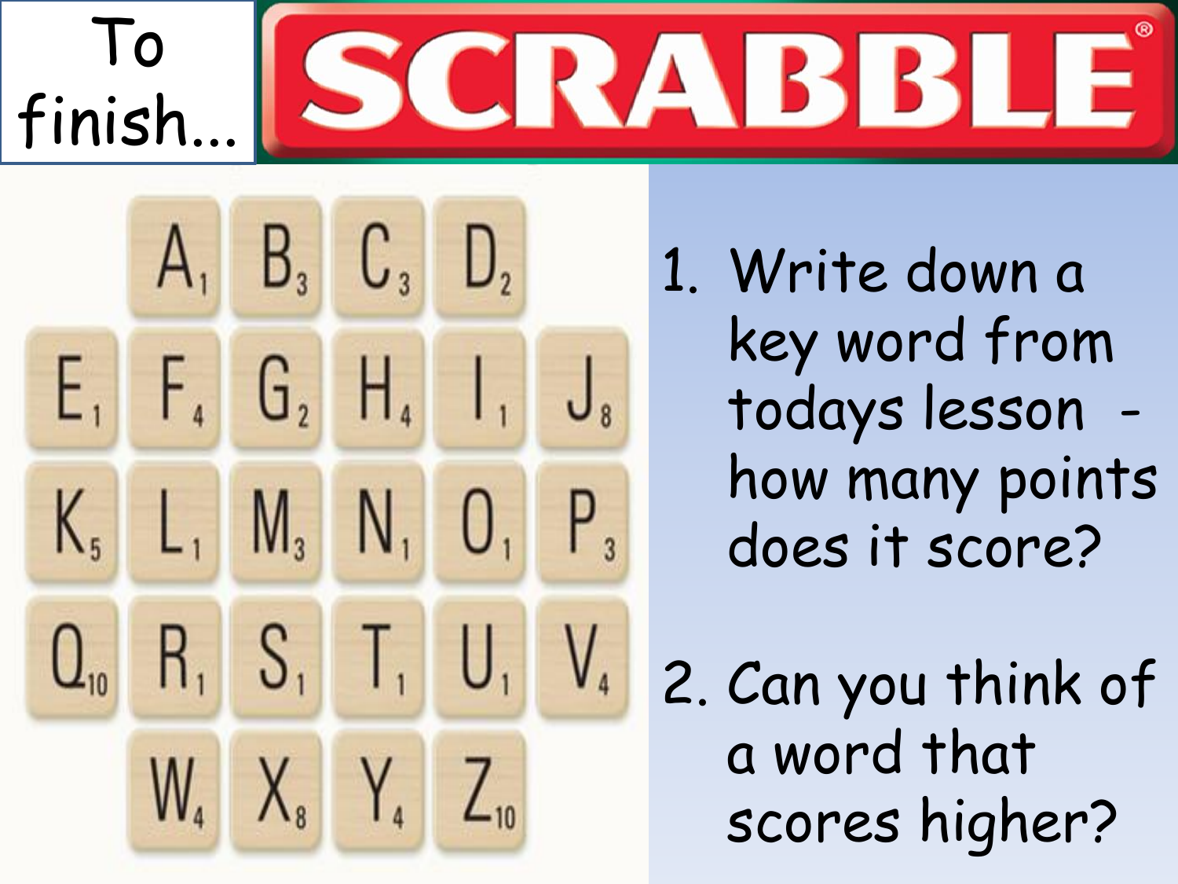# To finish...

# SCRABBLE®

A 1, B 3, C 3, D 2

E 1, F 4, G 2, H 4, I 1, J 8

K 5, L 1, M 3, N 1, O 1, P 3

Q 10, R 1, S 1, T 1, U 1, V 4

W 4, X 8, Y 4, Z 10

1. Write down a key word from todays lesson - how many points does it score?

2. Can you think of a word that scores higher?